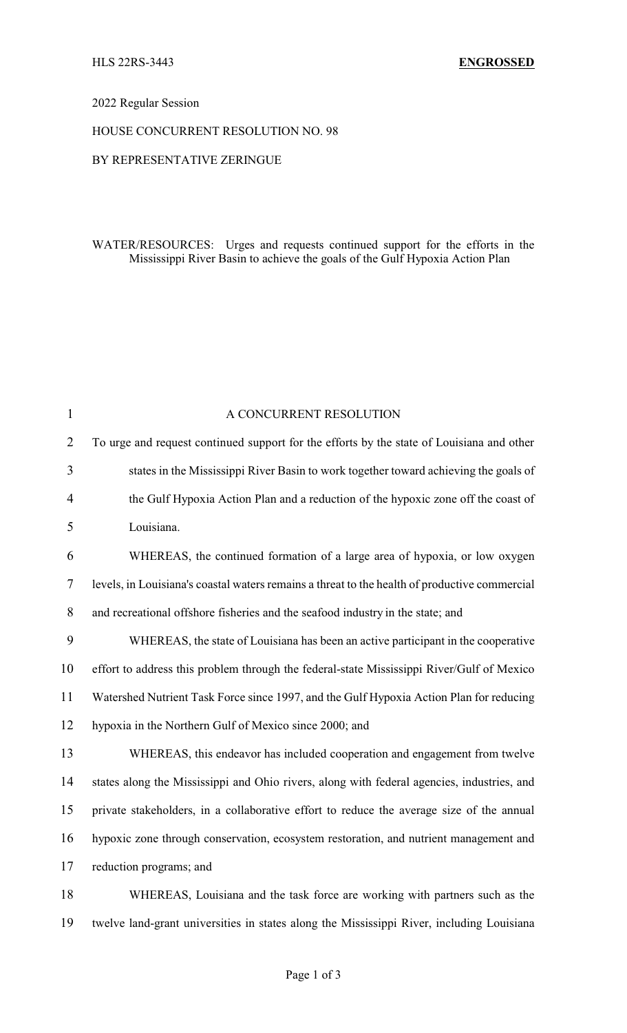HLS 22RS-3443 **ENGROSSED**

2022 Regular Session

HOUSE CONCURRENT RESOLUTION NO. 98

BY REPRESENTATIVE ZERINGUE

WATER/RESOURCES: Urges and requests continued support for the efforts in the Mississippi River Basin to achieve the goals of the Gulf Hypoxia Action Plan

A CONCURRENT RESOLUTION

To urge and request continued support for the efforts by the state of Louisiana and other states in the Mississippi River Basin to work together toward achieving the goals of the Gulf Hypoxia Action Plan and a reduction of the hypoxic zone off the coast of Louisiana.

WHEREAS, the continued formation of a large area of hypoxia, or low oxygen levels, in Louisiana's coastal waters remains a threat to the health of productive commercial and recreational offshore fisheries and the seafood industry in the state; and

WHEREAS, the state of Louisiana has been an active participant in the cooperative effort to address this problem through the federal-state Mississippi River/Gulf of Mexico Watershed Nutrient Task Force since 1997, and the Gulf Hypoxia Action Plan for reducing hypoxia in the Northern Gulf of Mexico since 2000; and

WHEREAS, this endeavor has included cooperation and engagement from twelve states along the Mississippi and Ohio rivers, along with federal agencies, industries, and private stakeholders, in a collaborative effort to reduce the average size of the annual hypoxic zone through conservation, ecosystem restoration, and nutrient management and reduction programs; and

WHEREAS, Louisiana and the task force are working with partners such as the twelve land-grant universities in states along the Mississippi River, including Louisiana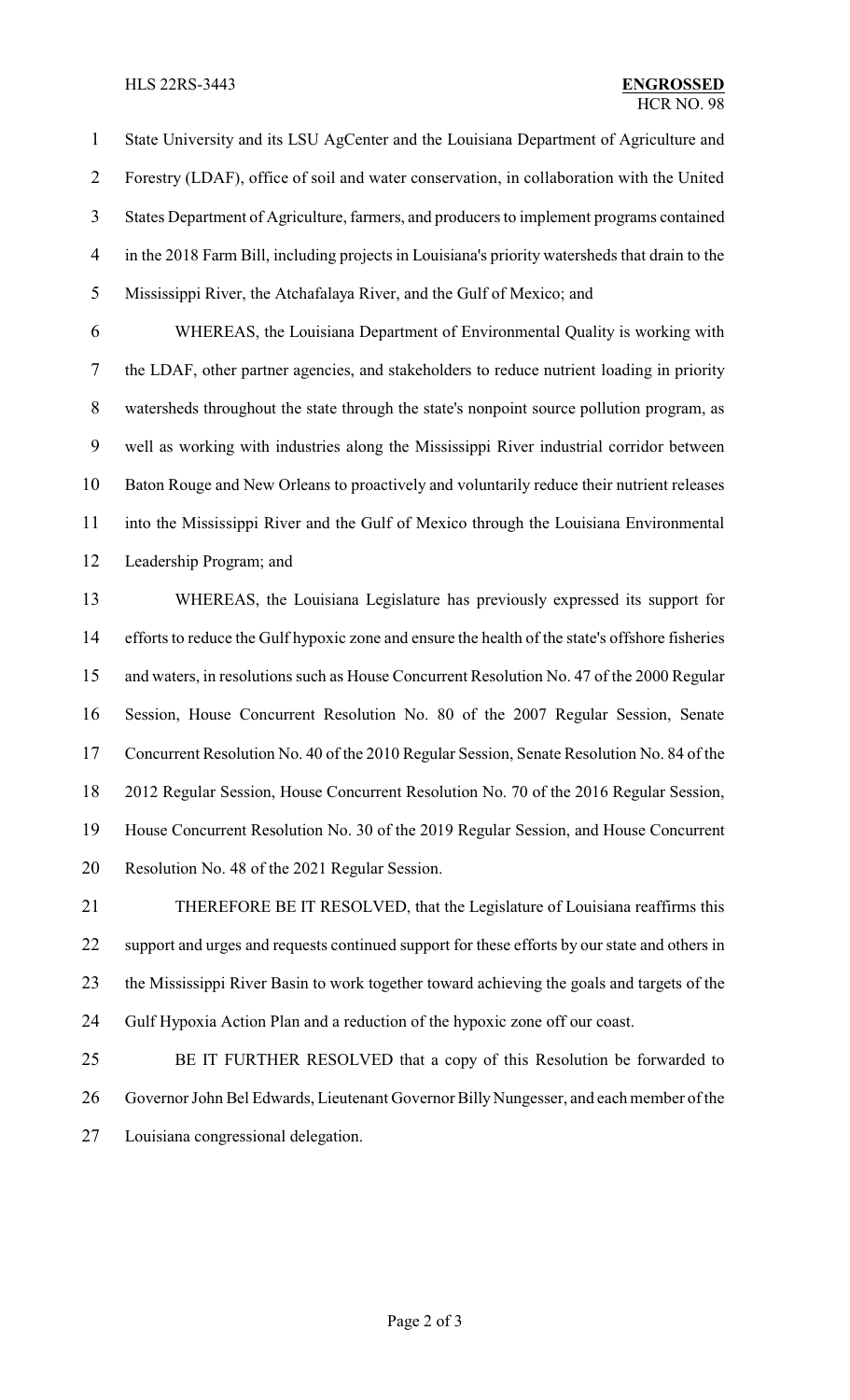State University and its LSU AgCenter and the Louisiana Department of Agriculture and Forestry (LDAF), office of soil and water conservation, in collaboration with the United States Department of Agriculture, farmers, and producers to implement programs contained in the 2018 Farm Bill, including projects in Louisiana's priority watersheds that drain to the Mississippi River, the Atchafalaya River, and the Gulf of Mexico; and

WHEREAS, the Louisiana Department of Environmental Quality is working with the LDAF, other partner agencies, and stakeholders to reduce nutrient loading in priority watersheds throughout the state through the state's nonpoint source pollution program, as well as working with industries along the Mississippi River industrial corridor between Baton Rouge and New Orleans to proactively and voluntarily reduce their nutrient releases into the Mississippi River and the Gulf of Mexico through the Louisiana Environmental Leadership Program; and

WHEREAS, the Louisiana Legislature has previously expressed its support for efforts to reduce the Gulf hypoxic zone and ensure the health of the state's offshore fisheries and waters, in resolutions such as House Concurrent Resolution No. 47 of the 2000 Regular Session, House Concurrent Resolution No. 80 of the 2007 Regular Session, Senate Concurrent Resolution No. 40 of the 2010 Regular Session, Senate Resolution No. 84 of the 2012 Regular Session, House Concurrent Resolution No. 70 of the 2016 Regular Session, House Concurrent Resolution No. 30 of the 2019 Regular Session, and House Concurrent Resolution No. 48 of the 2021 Regular Session.

THEREFORE BE IT RESOLVED, that the Legislature of Louisiana reaffirms this support and urges and requests continued support for these efforts by our state and others in the Mississippi River Basin to work together toward achieving the goals and targets of the Gulf Hypoxia Action Plan and a reduction of the hypoxic zone off our coast.

BE IT FURTHER RESOLVED that a copy of this Resolution be forwarded to Governor John Bel Edwards, Lieutenant Governor Billy Nungesser, and each member of the Louisiana congressional delegation.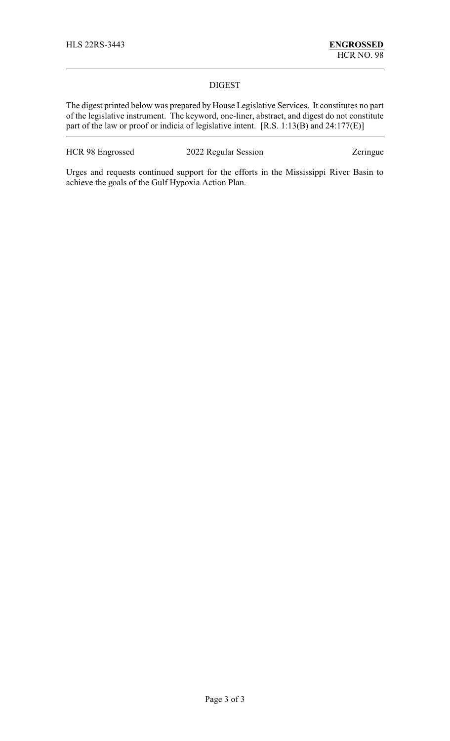## DIGEST

The digest printed below was prepared by House Legislative Services. It constitutes no part of the legislative instrument. The keyword, one-liner, abstract, and digest do not constitute part of the law or proof or indicia of legislative intent. [R.S. 1:13(B) and 24:177(E)]

HCR 98 Engrossed    2022 Regular Session    Zeringue

Urges and requests continued support for the efforts in the Mississippi River Basin to achieve the goals of the Gulf Hypoxia Action Plan.